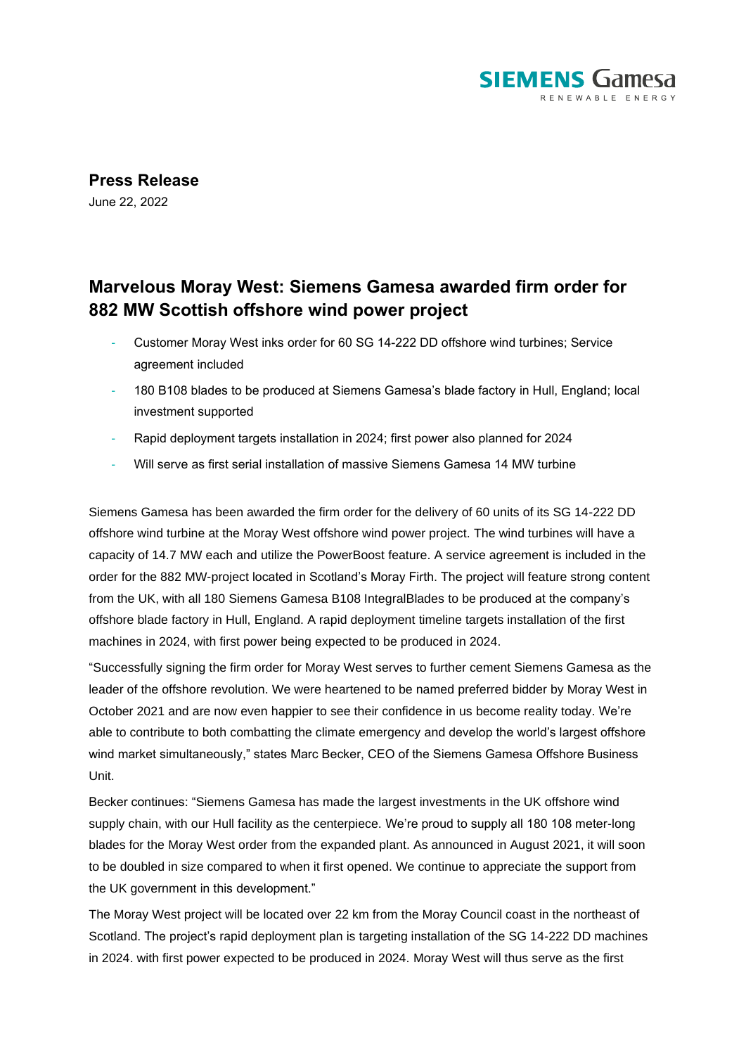**Press Release**

June 22, 2022

# Marvelous Moray West: Siemens Gamesa awarded firm order for 882 MW Scottish offshore wind power project

- Customer Moray West inks order for 60 SG 14-222 DD offshore wind turbines; Service agreement included
- 180 B108 blades to be produced at Siemens Gamesa's blade factory in Hull, England; local investment supported
- Rapid deployment targets installation in 2024; first power also planned for 2024
- Will serve as first serial installation of massive Siemens Gamesa 14 MW turbine

Siemens Gamesa has been awarded the firm order for the delivery of 60 units of its SG 14-222 DD offshore wind turbine at the Moray West offshore wind power project. The wind turbines will have a capacity of 14.7 MW each and utilize the PowerBoost feature. A service agreement is included in the order for the 882 MW-project located in Scotland's Moray Firth. The project will feature strong content from the UK, with all 180 Siemens Gamesa B108 IntegralBlades to be produced at the company's offshore blade factory in Hull, England. A rapid deployment timeline targets installation of the first machines in 2024, with first power being expected to be produced in 2024.

"Successfully signing the firm order for Moray West serves to further cement Siemens Gamesa as the leader of the offshore revolution. We were heartened to be named preferred bidder by Moray West in October 2021 and are now even happier to see their confidence in us become reality today. We're able to contribute to both combatting the climate emergency and develop the world's largest offshore wind market simultaneously," states Marc Becker, CEO of the Siemens Gamesa Offshore Business Unit.

Becker continues: "Siemens Gamesa has made the largest investments in the UK offshore wind supply chain, with our Hull facility as the centerpiece. We're proud to supply all 180 108 meter-long blades for the Moray West order from the expanded plant. As announced in August 2021, it will soon to be doubled in size compared to when it first opened. We continue to appreciate the support from the UK government in this development."

The Moray West project will be located over 22 km from the Moray Council coast in the northeast of Scotland. The project's rapid deployment plan is targeting installation of the SG 14-222 DD machines in 2024. with first power expected to be produced in 2024. Moray West will thus serve as the first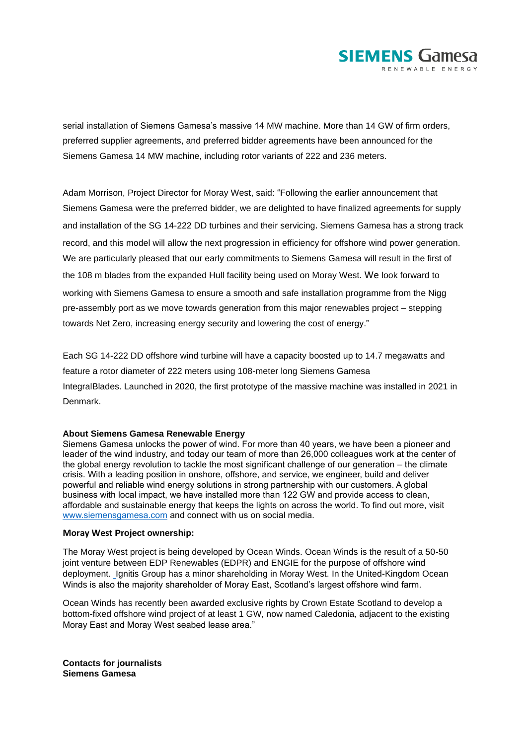serial installation of Siemens Gamesa's massive 14 MW machine. More than 14 GW of firm orders, preferred supplier agreements, and preferred bidder agreements have been announced for the Siemens Gamesa 14 MW machine, including rotor variants of 222 and 236 meters.

Adam Morrison, Project Director for Moray West, said: "Following the earlier announcement that Siemens Gamesa were the preferred bidder, we are delighted to have finalized agreements for supply and installation of the SG 14-222 DD turbines and their servicing. Siemens Gamesa has a strong track record, and this model will allow the next progression in efficiency for offshore wind power generation. We are particularly pleased that our early commitments to Siemens Gamesa will result in the first of the 108 m blades from the expanded Hull facility being used on Moray West. We look forward to working with Siemens Gamesa to ensure a smooth and safe installation programme from the Nigg pre-assembly port as we move towards generation from this major renewables project – stepping towards Net Zero, increasing energy security and lowering the cost of energy."

Each SG 14-222 DD offshore wind turbine will have a capacity boosted up to 14.7 megawatts and feature a rotor diameter of 222 meters using 108-meter long Siemens Gamesa IntegralBlades. Launched in 2020, the first prototype of the massive machine was installed in 2021 in Denmark.

**About Siemens Gamesa Renewable Energy**
Siemens Gamesa unlocks the power of wind. For more than 40 years, we have been a pioneer and leader of the wind industry, and today our team of more than 26,000 colleagues work at the center of the global energy revolution to tackle the most significant challenge of our generation – the climate crisis. With a leading position in onshore, offshore, and service, we engineer, build and deliver powerful and reliable wind energy solutions in strong partnership with our customers. A global business with local impact, we have installed more than 122 GW and provide access to clean, affordable and sustainable energy that keeps the lights on across the world. To find out more, visit www.siemensgamesa.com and connect with us on social media.

**Moray West Project ownership:**

The Moray West project is being developed by Ocean Winds. Ocean Winds is the result of a 50-50 joint venture between EDP Renewables (EDPR) and ENGIE for the purpose of offshore wind deployment. Ignitis Group has a minor shareholding in Moray West. In the United-Kingdom Ocean Winds is also the majority shareholder of Moray East, Scotland's largest offshore wind farm.

Ocean Winds has recently been awarded exclusive rights by Crown Estate Scotland to develop a bottom-fixed offshore wind project of at least 1 GW, now named Caledonia, adjacent to the existing Moray East and Moray West seabed lease area."

**Contacts for journalists**
**Siemens Gamesa**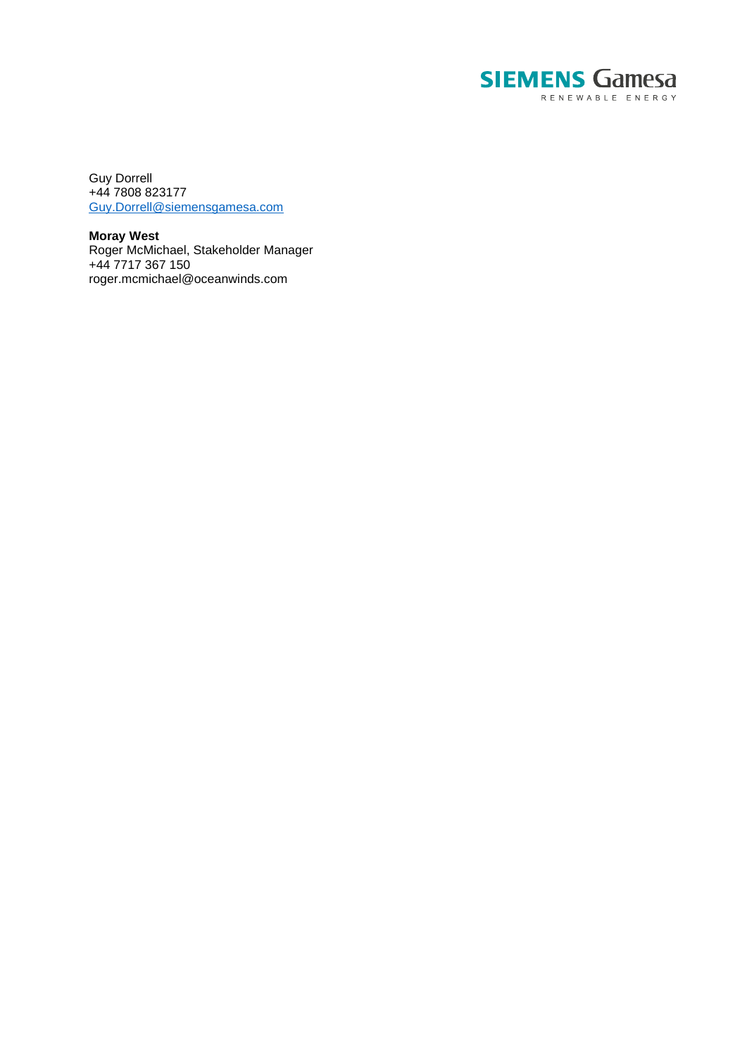Guy Dorrell
+44 7808 823177
Guy.Dorrell@siemensgamesa.com

**Moray West**
Roger McMichael, Stakeholder Manager
+44 7717 367 150
roger.mcmichael@oceanwinds.com